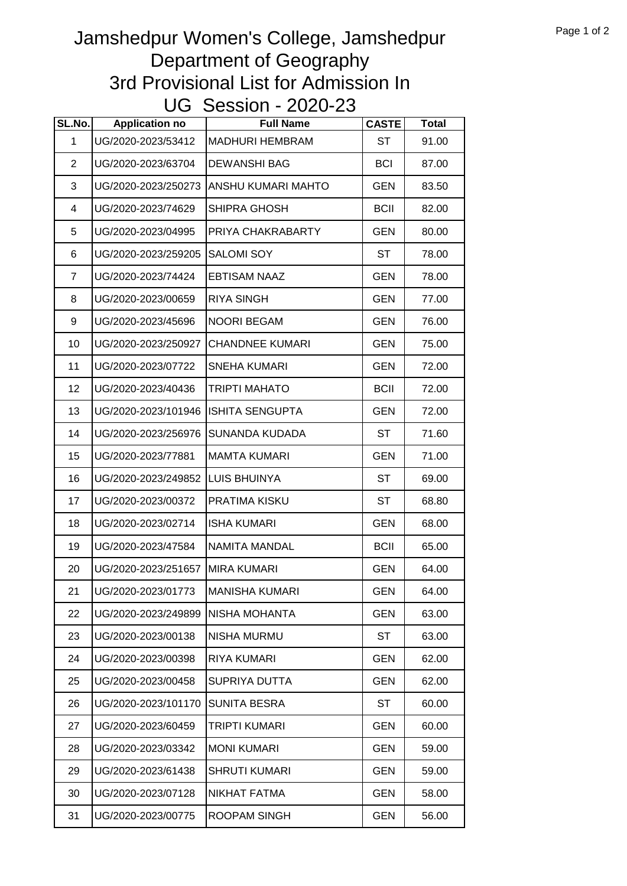# Jamshedpur Women's College, Jamshedpur
## Department of Geography
## 3rd Provisional List for Admission In
## UG Session - 2020-23

| SL.No. | Application no | Full Name | CASTE | Total |
|---|---|---|---|---|
| 1 | UG/2020-2023/53412 | MADHURI HEMBRAM | ST | 91.00 |
| 2 | UG/2020-2023/63704 | DEWANSHI BAG | BCI | 87.00 |
| 3 | UG/2020-2023/250273 | ANSHU KUMARI MAHTO | GEN | 83.50 |
| 4 | UG/2020-2023/74629 | SHIPRA GHOSH | BCII | 82.00 |
| 5 | UG/2020-2023/04995 | PRIYA CHAKRABARTY | GEN | 80.00 |
| 6 | UG/2020-2023/259205 | SALOMI SOY | ST | 78.00 |
| 7 | UG/2020-2023/74424 | EBTISAM NAAZ | GEN | 78.00 |
| 8 | UG/2020-2023/00659 | RIYA SINGH | GEN | 77.00 |
| 9 | UG/2020-2023/45696 | NOORI BEGAM | GEN | 76.00 |
| 10 | UG/2020-2023/250927 | CHANDNEE KUMARI | GEN | 75.00 |
| 11 | UG/2020-2023/07722 | SNEHA KUMARI | GEN | 72.00 |
| 12 | UG/2020-2023/40436 | TRIPTI MAHATO | BCII | 72.00 |
| 13 | UG/2020-2023/101946 | ISHITA SENGUPTA | GEN | 72.00 |
| 14 | UG/2020-2023/256976 | SUNANDA KUDADA | ST | 71.60 |
| 15 | UG/2020-2023/77881 | MAMTA KUMARI | GEN | 71.00 |
| 16 | UG/2020-2023/249852 | LUIS BHUINYA | ST | 69.00 |
| 17 | UG/2020-2023/00372 | PRATIMA KISKU | ST | 68.80 |
| 18 | UG/2020-2023/02714 | ISHA KUMARI | GEN | 68.00 |
| 19 | UG/2020-2023/47584 | NAMITA MANDAL | BCII | 65.00 |
| 20 | UG/2020-2023/251657 | MIRA KUMARI | GEN | 64.00 |
| 21 | UG/2020-2023/01773 | MANISHA KUMARI | GEN | 64.00 |
| 22 | UG/2020-2023/249899 | NISHA MOHANTA | GEN | 63.00 |
| 23 | UG/2020-2023/00138 | NISHA MURMU | ST | 63.00 |
| 24 | UG/2020-2023/00398 | RIYA KUMARI | GEN | 62.00 |
| 25 | UG/2020-2023/00458 | SUPRIYA DUTTA | GEN | 62.00 |
| 26 | UG/2020-2023/101170 | SUNITA BESRA | ST | 60.00 |
| 27 | UG/2020-2023/60459 | TRIPTI KUMARI | GEN | 60.00 |
| 28 | UG/2020-2023/03342 | MONI KUMARI | GEN | 59.00 |
| 29 | UG/2020-2023/61438 | SHRUTI KUMARI | GEN | 59.00 |
| 30 | UG/2020-2023/07128 | NIKHAT FATMA | GEN | 58.00 |
| 31 | UG/2020-2023/00775 | ROOPAM SINGH | GEN | 56.00 |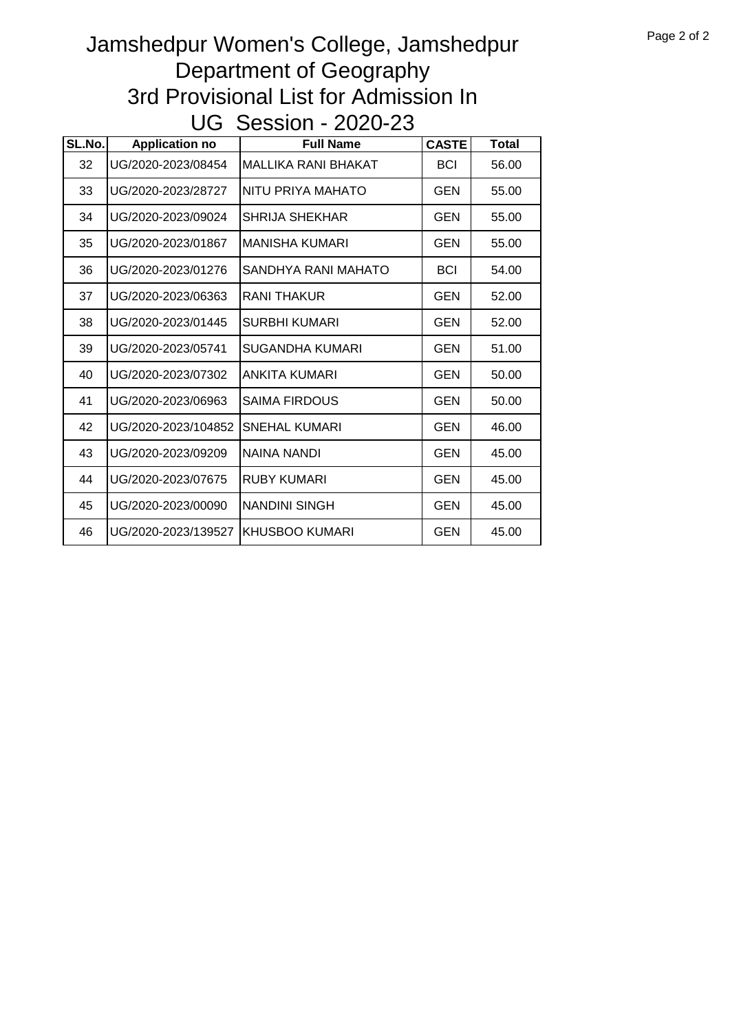# Jamshedpur Women's College, Jamshedpur
## Department of Geography
## 3rd Provisional List for Admission In
## UG Session - 2020-23

| SL.No. | Application no | Full Name | CASTE | Total |
|---|---|---|---|---|
| 32 | UG/2020-2023/08454 | MALLIKA RANI BHAKAT | BCI | 56.00 |
| 33 | UG/2020-2023/28727 | NITU PRIYA MAHATO | GEN | 55.00 |
| 34 | UG/2020-2023/09024 | SHRIJA SHEKHAR | GEN | 55.00 |
| 35 | UG/2020-2023/01867 | MANISHA KUMARI | GEN | 55.00 |
| 36 | UG/2020-2023/01276 | SANDHYA RANI MAHATO | BCI | 54.00 |
| 37 | UG/2020-2023/06363 | RANI THAKUR | GEN | 52.00 |
| 38 | UG/2020-2023/01445 | SURBHI KUMARI | GEN | 52.00 |
| 39 | UG/2020-2023/05741 | SUGANDHA KUMARI | GEN | 51.00 |
| 40 | UG/2020-2023/07302 | ANKITA KUMARI | GEN | 50.00 |
| 41 | UG/2020-2023/06963 | SAIMA FIRDOUS | GEN | 50.00 |
| 42 | UG/2020-2023/104852 | SNEHAL KUMARI | GEN | 46.00 |
| 43 | UG/2020-2023/09209 | NAINA NANDI | GEN | 45.00 |
| 44 | UG/2020-2023/07675 | RUBY KUMARI | GEN | 45.00 |
| 45 | UG/2020-2023/00090 | NANDINI SINGH | GEN | 45.00 |
| 46 | UG/2020-2023/139527 | KHUSBOO KUMARI | GEN | 45.00 |